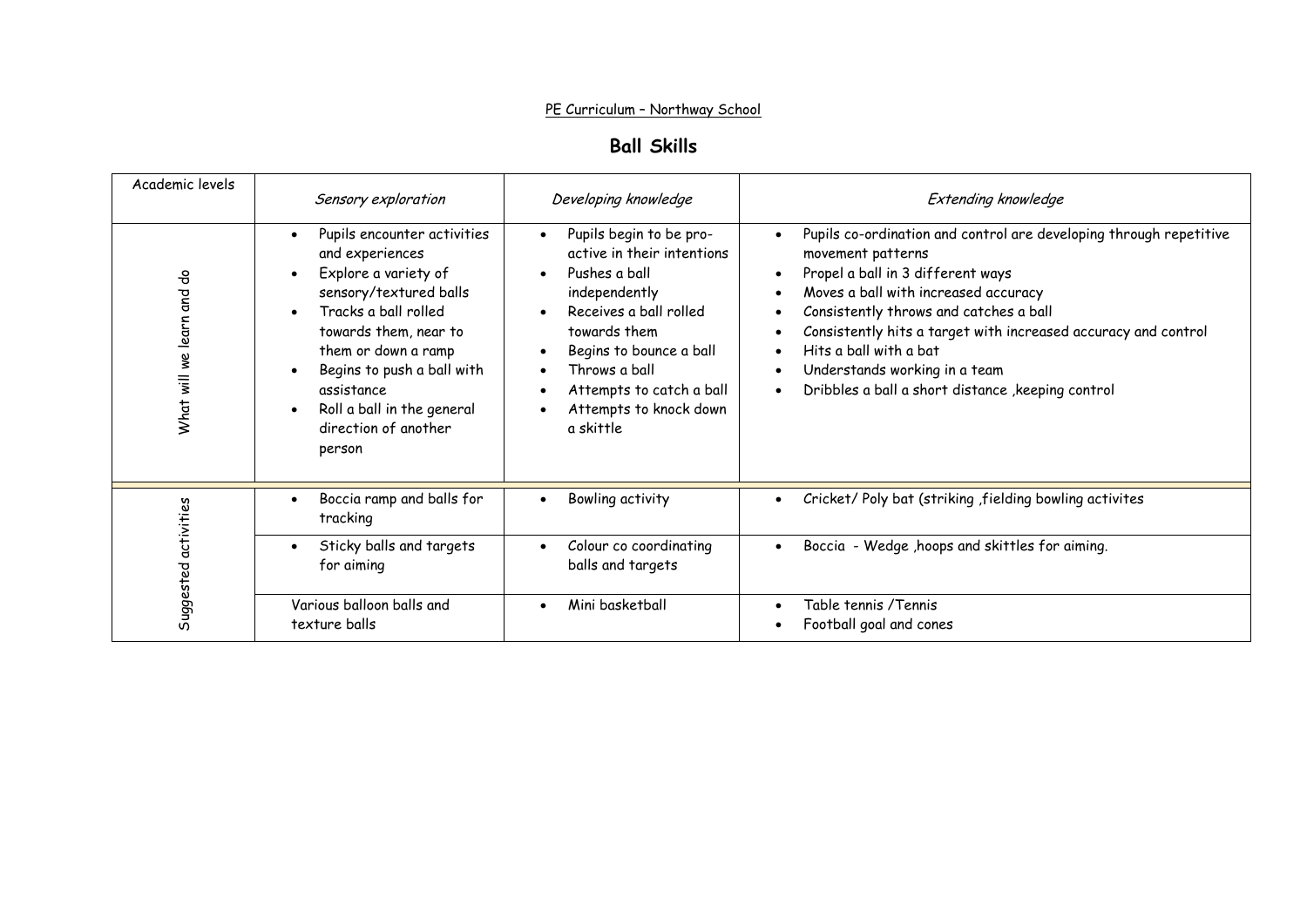PE Curriculum – Northway School

## Ball Skills

| Academic levels | *Sensory exploration* | *Developing knowledge* | *Extending knowledge* |
|---|---|---|---|
| What will we learn and do | • Pupils encounter activities and experiences<br>• Explore a variety of sensory/textured balls<br>• Tracks a ball rolled towards them, near to them or down a ramp<br>• Begins to push a ball with assistance<br>• Roll a ball in the general direction of another person | • Pupils begin to be pro-active in their intentions<br>• Pushes a ball independently<br>• Receives a ball rolled towards them<br>• Begins to bounce a ball<br>• Throws a ball<br>• Attempts to catch a ball<br>• Attempts to knock down a skittle | • Pupils co-ordination and control are developing through repetitive movement patterns<br>• Propel a ball in 3 different ways<br>• Moves a ball with increased accuracy<br>• Consistently throws and catches a ball<br>• Consistently hits a target with increased accuracy and control<br>• Hits a ball with a bat<br>• Understands working in a team<br>• Dribbles a ball a short distance ,keeping control |
| Suggested activities | • Boccia ramp and balls for tracking | • Bowling activity | • Cricket/ Poly bat (striking ,fielding bowling activites |
| | • Sticky balls and targets for aiming | • Colour co coordinating balls and targets | • Boccia - Wedge ,hoops and skittles for aiming. |
| | Various balloon balls and texture balls | • Mini basketball | • Table tennis /Tennis<br>• Football goal and cones |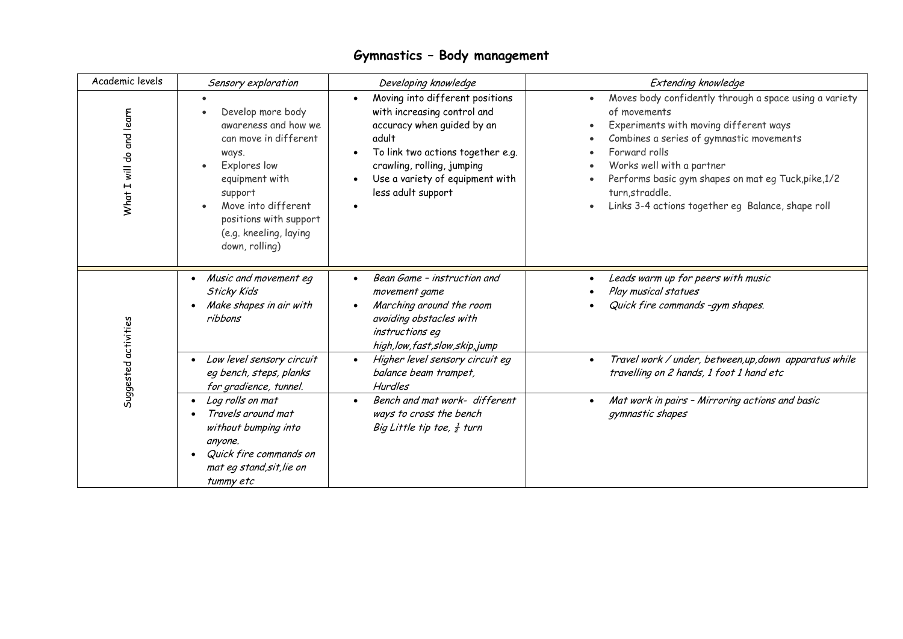## Gymnastics – Body management

| Academic levels | *Sensory exploration* | *Developing knowledge* | *Extending knowledge* |
|---|---|---|---|
| What I will do and learn | • <br>• Develop more body awareness and how we can move in different ways.<br>• Explores low equipment with support<br>• Move into different positions with support (e.g. kneeling, laying down, rolling) | • Moving into different positions with increasing control and accuracy when guided by an adult<br>• To link two actions together e.g. crawling, rolling, jumping<br>• Use a variety of equipment with less adult support<br>• | • Moves body confidently through a space using a variety of movements<br>• Experiments with moving different ways<br>• Combines a series of gymnastic movements<br>• Forward rolls<br>• Works well with a partner<br>• Performs basic gym shapes on mat eg Tuck,pike,1/2 turn,straddle.<br>• Links 3-4 actions together eg Balance, shape roll |
| Suggested activities | • *Music and movement eg Sticky Kids*<br>• *Make shapes in air with ribbons* | • *Bean Game – instruction and movement game*<br>• *Marching around the room avoiding obstacles with instructions eg high,low,fast,slow,skip,jump* | • *Leads warm up for peers with music*<br>• *Play musical statues*<br>• *Quick fire commands –gym shapes.* |
| | • *Low level sensory circuit eg bench, steps, planks for gradience, tunnel.* | • *Higher level sensory circuit eg balance beam trampet, Hurdles* | • *Travel work / under, between,up,down apparatus while travelling on 2 hands, 1 foot 1 hand etc* |
| | • *Log rolls on mat*<br>• *Travels around mat without bumping into anyone.*<br>• *Quick fire commands on mat eg stand,sit,lie on tummy etc* | • *Bench and mat work- different ways to cross the bench Big Little tip toe, ½ turn* | • *Mat work in pairs – Mirroring actions and basic gymnastic shapes* |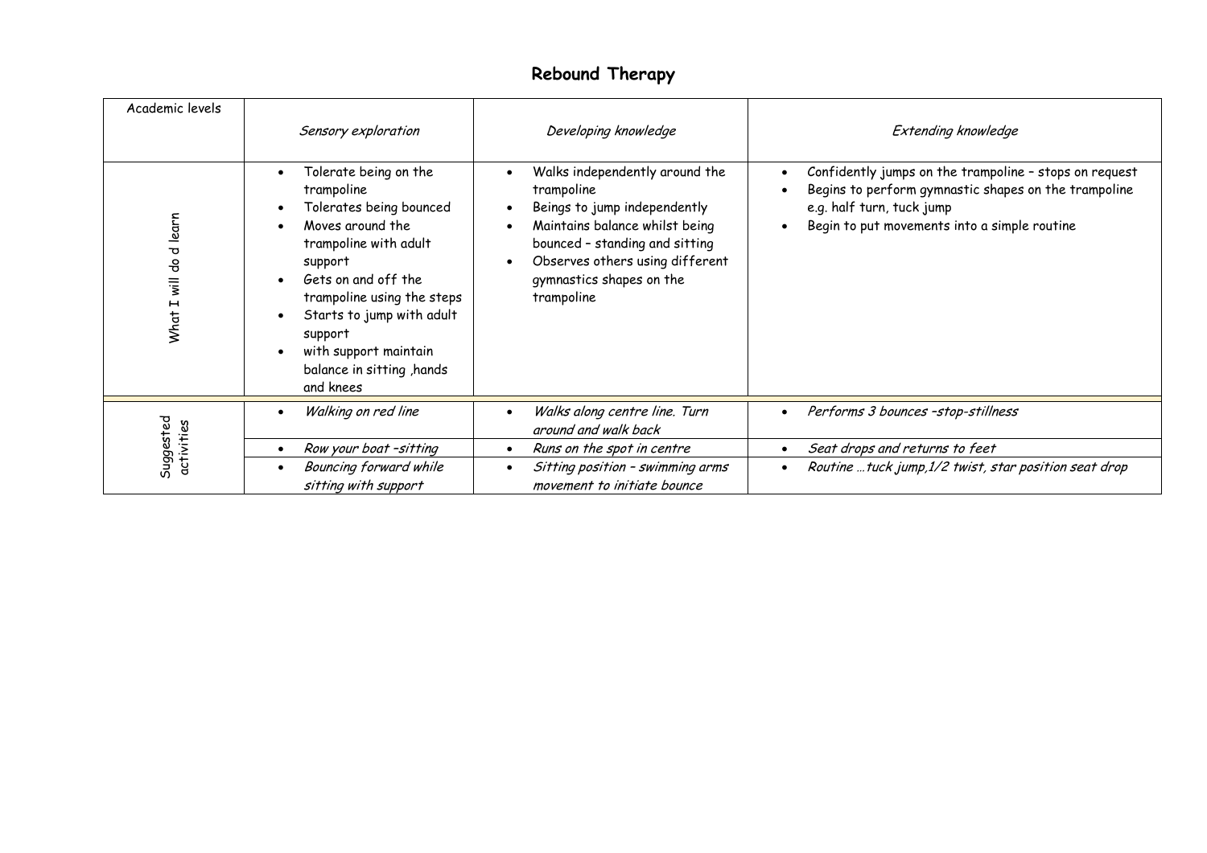# Rebound Therapy

| Academic levels | *Sensory exploration* | *Developing knowledge* | *Extending knowledge* |
|---|---|---|---|
| What I will do d learn | • Tolerate being on the trampoline<br>• Tolerates being bounced<br>• Moves around the trampoline with adult support<br>• Gets on and off the trampoline using the steps<br>• Starts to jump with adult support<br>• with support maintain balance in sitting ,hands and knees | • Walks independently around the trampoline<br>• Beings to jump independently<br>• Maintains balance whilst being bounced – standing and sitting<br>• Observes others using different gymnastics shapes on the trampoline | • Confidently jumps on the trampoline – stops on request<br>• Begins to perform gymnastic shapes on the trampoline e.g. half turn, tuck jump<br>• Begin to put movements into a simple routine |
| Suggested activities | • *Walking on red line* | • *Walks along centre line. Turn around and walk back* | • *Performs 3 bounces –stop-stillness* |
| | • *Row your boat –sitting* | • *Runs on the spot in centre* | • *Seat drops and returns to feet* |
| | • *Bouncing forward while sitting with support* | • *Sitting position – swimming arms movement to initiate bounce* | • *Routine …tuck jump,1/2 twist, star position seat drop* |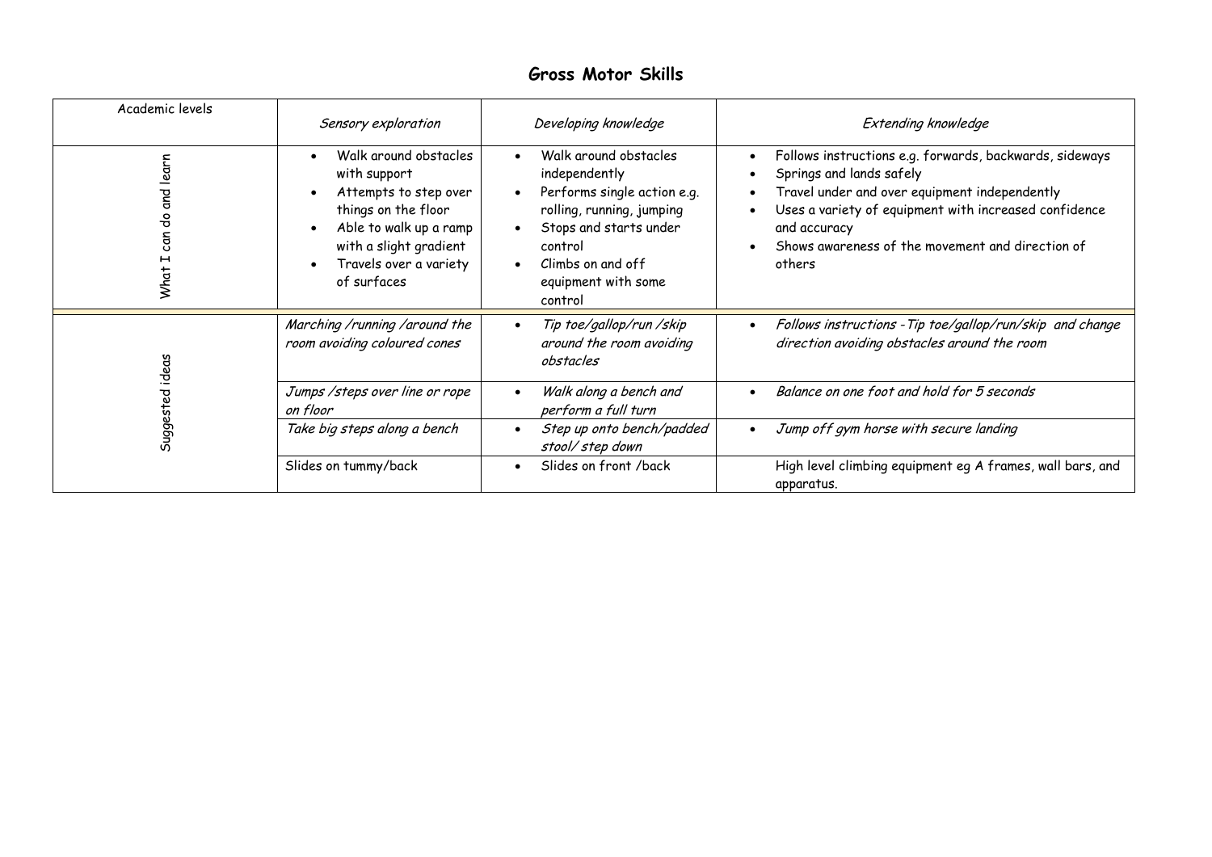## Gross Motor Skills

| Academic levels | *Sensory exploration* | *Developing knowledge* | *Extending knowledge* |
|---|---|---|---|
| What I can do and learn | • Walk around obstacles with support<br>• Attempts to step over things on the floor<br>• Able to walk up a ramp with a slight gradient<br>• Travels over a variety of surfaces | • Walk around obstacles independently<br>• Performs single action e.g. rolling, running, jumping<br>• Stops and starts under control<br>• Climbs on and off equipment with some control | • Follows instructions e.g. forwards, backwards, sideways<br>• Springs and lands safely<br>• Travel under and over equipment independently<br>• Uses a variety of equipment with increased confidence and accuracy<br>• Shows awareness of the movement and direction of others |
| Suggested ideas | *Marching /running /around the room avoiding coloured cones* | • *Tip toe/gallop/run /skip around the room avoiding obstacles* | • *Follows instructions -Tip toe/gallop/run/skip and change direction avoiding obstacles around the room* |
| | *Jumps /steps over line or rope on floor* | • *Walk along a bench and perform a full turn* | • *Balance on one foot and hold for 5 seconds* |
| | *Take big steps along a bench* | • *Step up onto bench/padded stool/ step down* | • *Jump off gym horse with secure landing* |
| | Slides on tummy/back | • Slides on front /back | High level climbing equipment eg A frames, wall bars, and apparatus. |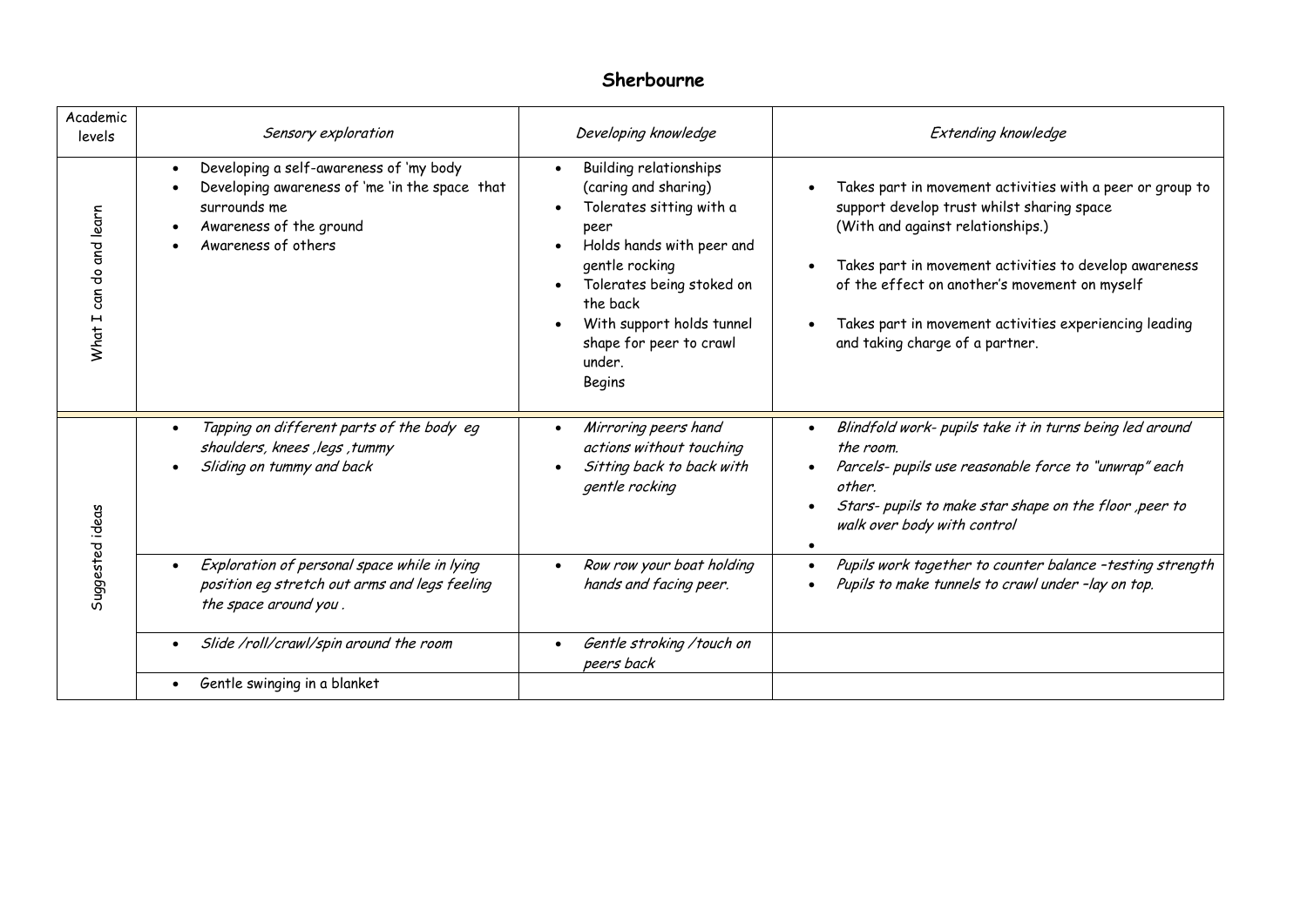# Sherbourne

| Academic levels | Sensory exploration | Developing knowledge | Extending knowledge |
|---|---|---|---|
| What I can do and learn | • Developing a self-awareness of 'my body<br>• Developing awareness of 'me 'in the space that surrounds me<br>• Awareness of the ground<br>• Awareness of others | • Building relationships (caring and sharing)<br>• Tolerates sitting with a peer<br>• Holds hands with peer and gentle rocking<br>• Tolerates being stoked on the back<br>• With support holds tunnel shape for peer to crawl under.<br>Begins | • Takes part in movement activities with a peer or group to support develop trust whilst sharing space (With and against relationships.)<br>• Takes part in movement activities to develop awareness of the effect on another's movement on myself<br>• Takes part in movement activities experiencing leading and taking charge of a partner. |
| Suggested ideas | • *Tapping on different parts of the body eg shoulders, knees ,legs ,tummy*<br>• *Sliding on tummy and back* | • *Mirroring peers hand actions without touching*<br>• *Sitting back to back with gentle rocking* | • *Blindfold work- pupils take it in turns being led around the room.*<br>• *Parcels- pupils use reasonable force to "unwrap" each other.*<br>• *Stars- pupils to make star shape on the floor ,peer to walk over body with control*<br>• |
| | • *Exploration of personal space while in lying position eg stretch out arms and legs feeling the space around you .* | • *Row row your boat holding hands and facing peer.* | • *Pupils work together to counter balance –testing strength*<br>• *Pupils to make tunnels to crawl under –lay on top.* |
| | • *Slide /roll/crawl/spin around the room* | • *Gentle stroking /touch on peers back* | |
| | • Gentle swinging in a blanket | | |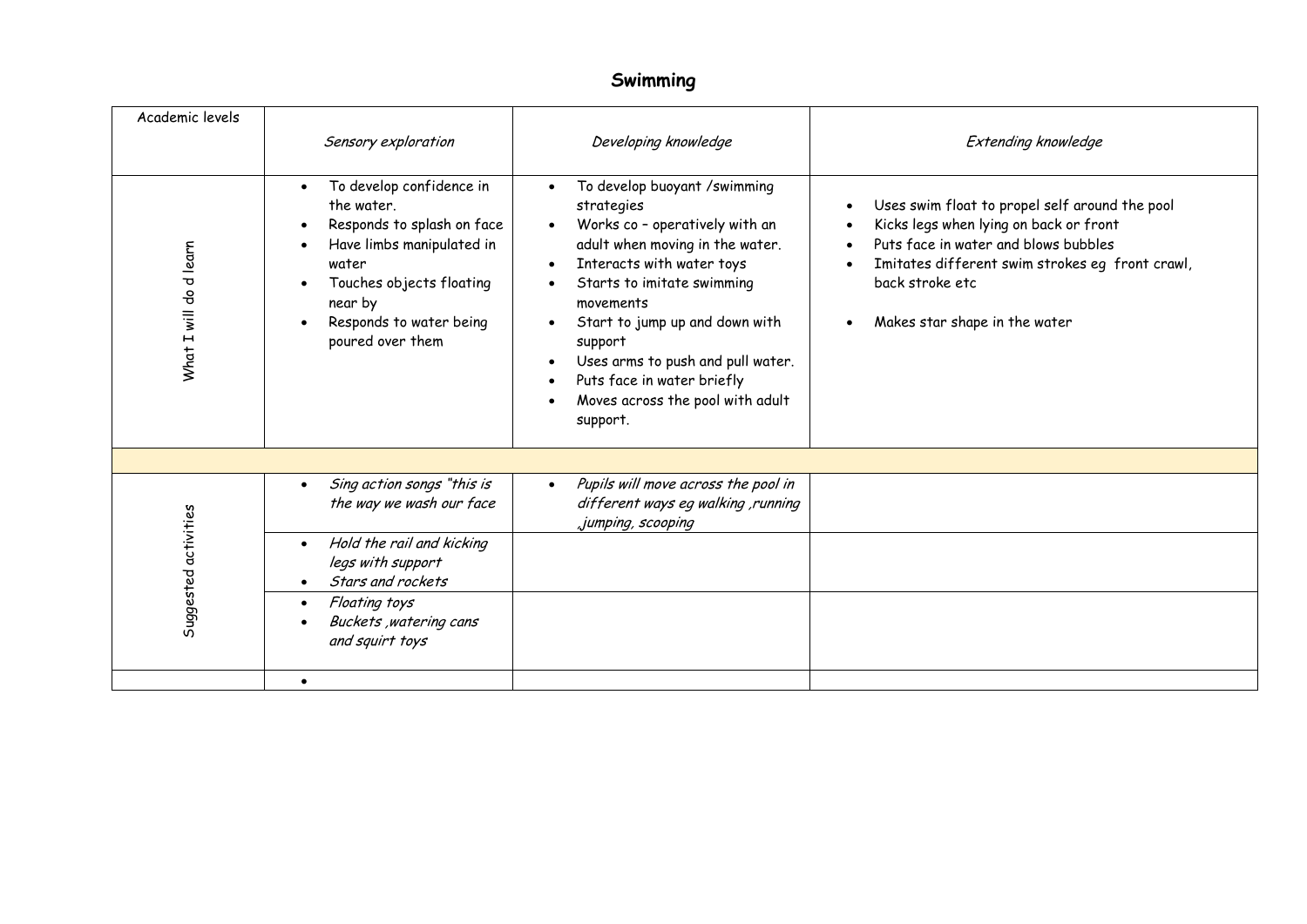# Swimming

| Academic levels | *Sensory exploration* | *Developing knowledge* | *Extending knowledge* |
|---|---|---|---|
| What I will do d learn | • To develop confidence in the water.<br>• Responds to splash on face<br>• Have limbs manipulated in water<br>• Touches objects floating near by<br>• Responds to water being poured over them | • To develop buoyant /swimming strategies<br>• Works co – operatively with an adult when moving in the water.<br>• Interacts with water toys<br>• Starts to imitate swimming movements<br>• Start to jump up and down with support<br>• Uses arms to push and pull water.<br>• Puts face in water briefly<br>• Moves across the pool with adult support. | • Uses swim float to propel self around the pool<br>• Kicks legs when lying on back or front<br>• Puts face in water and blows bubbles<br>• Imitates different swim strokes eg front crawl, back stroke etc<br>• Makes star shape in the water |
| | | | |
| Suggested activities | • *Sing action songs "this is the way we wash our face* | • *Pupils will move across the pool in different ways eg walking ,running ,jumping, scooping* | |
| | • *Hold the rail and kicking legs with support*<br>• *Stars and rockets* | | |
| | • *Floating toys*<br>• *Buckets ,watering cans and squirt toys* | | |
| | • | | |